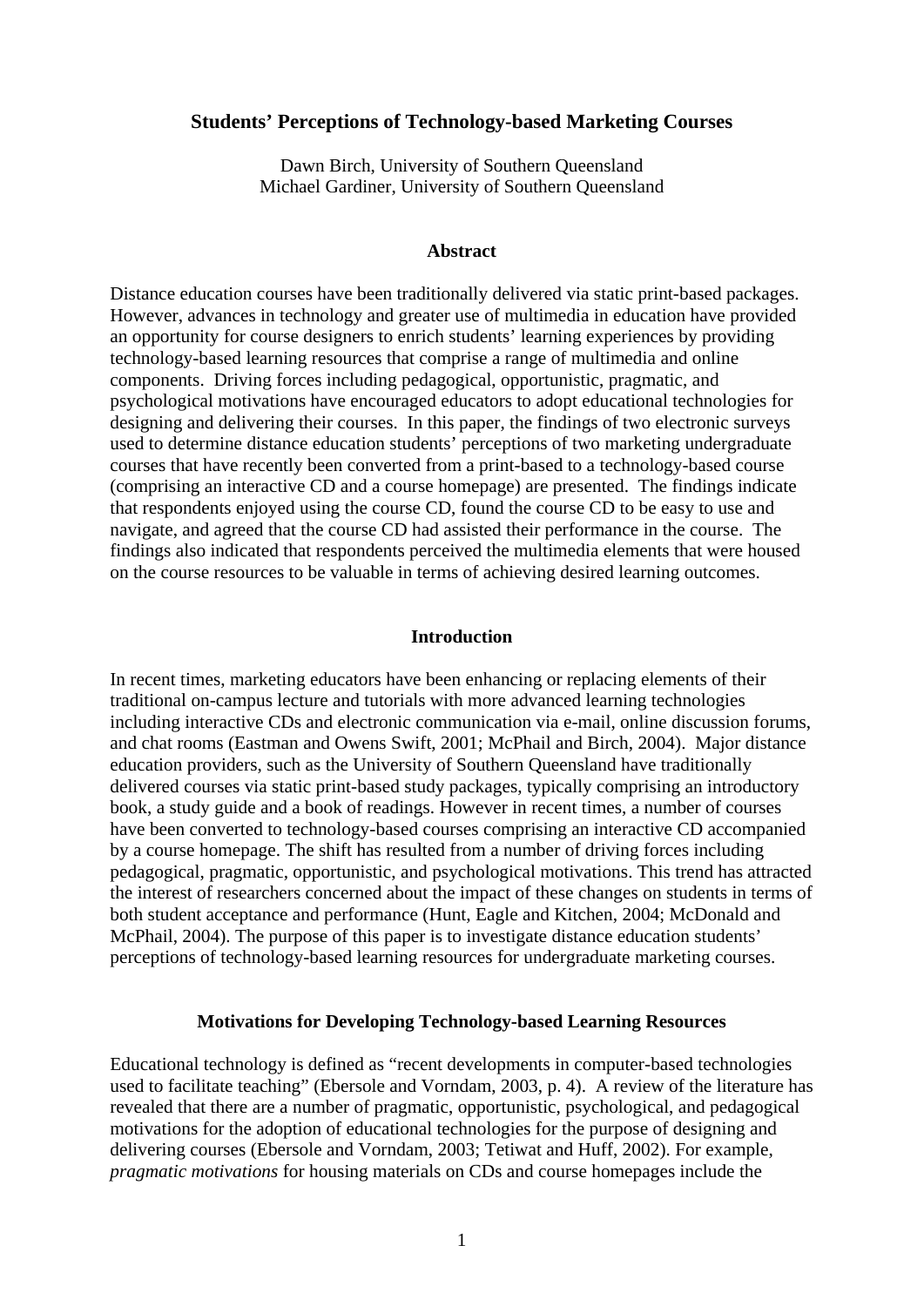# Students' Perceptions of Technology-based Marketing Courses

Dawn Birch, University of Southern Queensland
Michael Gardiner, University of Southern Queensland

## Abstract

Distance education courses have been traditionally delivered via static print-based packages. However, advances in technology and greater use of multimedia in education have provided an opportunity for course designers to enrich students' learning experiences by providing technology-based learning resources that comprise a range of multimedia and online components. Driving forces including pedagogical, opportunistic, pragmatic, and psychological motivations have encouraged educators to adopt educational technologies for designing and delivering their courses. In this paper, the findings of two electronic surveys used to determine distance education students' perceptions of two marketing undergraduate courses that have recently been converted from a print-based to a technology-based course (comprising an interactive CD and a course homepage) are presented. The findings indicate that respondents enjoyed using the course CD, found the course CD to be easy to use and navigate, and agreed that the course CD had assisted their performance in the course. The findings also indicated that respondents perceived the multimedia elements that were housed on the course resources to be valuable in terms of achieving desired learning outcomes.

## Introduction

In recent times, marketing educators have been enhancing or replacing elements of their traditional on-campus lecture and tutorials with more advanced learning technologies including interactive CDs and electronic communication via e-mail, online discussion forums, and chat rooms (Eastman and Owens Swift, 2001; McPhail and Birch, 2004). Major distance education providers, such as the University of Southern Queensland have traditionally delivered courses via static print-based study packages, typically comprising an introductory book, a study guide and a book of readings. However in recent times, a number of courses have been converted to technology-based courses comprising an interactive CD accompanied by a course homepage. The shift has resulted from a number of driving forces including pedagogical, pragmatic, opportunistic, and psychological motivations. This trend has attracted the interest of researchers concerned about the impact of these changes on students in terms of both student acceptance and performance (Hunt, Eagle and Kitchen, 2004; McDonald and McPhail, 2004). The purpose of this paper is to investigate distance education students' perceptions of technology-based learning resources for undergraduate marketing courses.

## Motivations for Developing Technology-based Learning Resources

Educational technology is defined as "recent developments in computer-based technologies used to facilitate teaching" (Ebersole and Vorndam, 2003, p. 4). A review of the literature has revealed that there are a number of pragmatic, opportunistic, psychological, and pedagogical motivations for the adoption of educational technologies for the purpose of designing and delivering courses (Ebersole and Vorndam, 2003; Tetiwat and Huff, 2002). For example, *pragmatic motivations* for housing materials on CDs and course homepages include the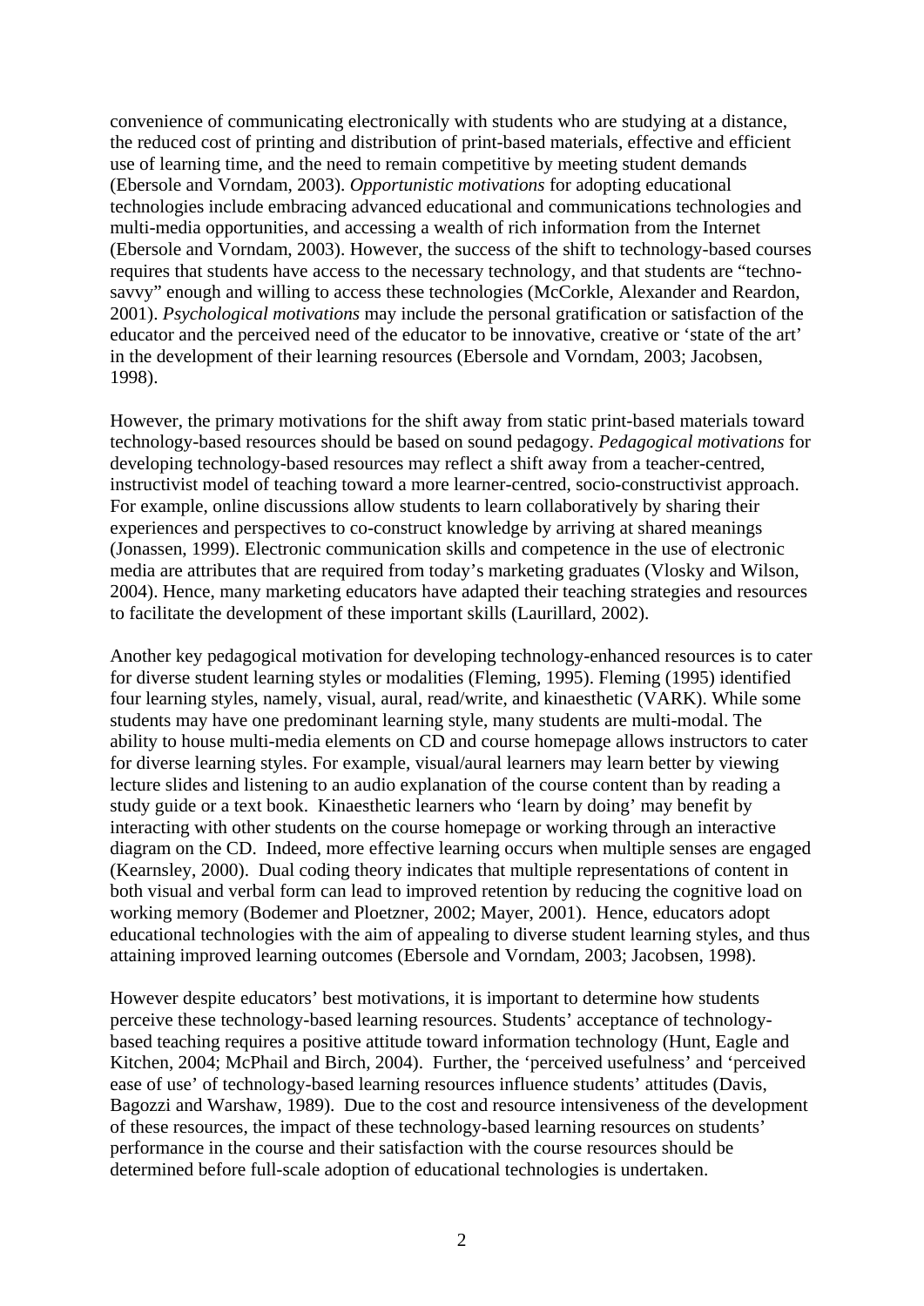convenience of communicating electronically with students who are studying at a distance, the reduced cost of printing and distribution of print-based materials, effective and efficient use of learning time, and the need to remain competitive by meeting student demands (Ebersole and Vorndam, 2003). *Opportunistic motivations* for adopting educational technologies include embracing advanced educational and communications technologies and multi-media opportunities, and accessing a wealth of rich information from the Internet (Ebersole and Vorndam, 2003). However, the success of the shift to technology-based courses requires that students have access to the necessary technology, and that students are "techno-savvy" enough and willing to access these technologies (McCorkle, Alexander and Reardon, 2001). *Psychological motivations* may include the personal gratification or satisfaction of the educator and the perceived need of the educator to be innovative, creative or 'state of the art' in the development of their learning resources (Ebersole and Vorndam, 2003; Jacobsen, 1998).

However, the primary motivations for the shift away from static print-based materials toward technology-based resources should be based on sound pedagogy. *Pedagogical motivations* for developing technology-based resources may reflect a shift away from a teacher-centred, instructivist model of teaching toward a more learner-centred, socio-constructivist approach. For example, online discussions allow students to learn collaboratively by sharing their experiences and perspectives to co-construct knowledge by arriving at shared meanings (Jonassen, 1999). Electronic communication skills and competence in the use of electronic media are attributes that are required from today's marketing graduates (Vlosky and Wilson, 2004). Hence, many marketing educators have adapted their teaching strategies and resources to facilitate the development of these important skills (Laurillard, 2002).

Another key pedagogical motivation for developing technology-enhanced resources is to cater for diverse student learning styles or modalities (Fleming, 1995). Fleming (1995) identified four learning styles, namely, visual, aural, read/write, and kinaesthetic (VARK). While some students may have one predominant learning style, many students are multi-modal. The ability to house multi-media elements on CD and course homepage allows instructors to cater for diverse learning styles. For example, visual/aural learners may learn better by viewing lecture slides and listening to an audio explanation of the course content than by reading a study guide or a text book. Kinaesthetic learners who 'learn by doing' may benefit by interacting with other students on the course homepage or working through an interactive diagram on the CD. Indeed, more effective learning occurs when multiple senses are engaged (Kearnsley, 2000). Dual coding theory indicates that multiple representations of content in both visual and verbal form can lead to improved retention by reducing the cognitive load on working memory (Bodemer and Ploetzner, 2002; Mayer, 2001). Hence, educators adopt educational technologies with the aim of appealing to diverse student learning styles, and thus attaining improved learning outcomes (Ebersole and Vorndam, 2003; Jacobsen, 1998).

However despite educators' best motivations, it is important to determine how students perceive these technology-based learning resources. Students' acceptance of technology-based teaching requires a positive attitude toward information technology (Hunt, Eagle and Kitchen, 2004; McPhail and Birch, 2004). Further, the 'perceived usefulness' and 'perceived ease of use' of technology-based learning resources influence students' attitudes (Davis, Bagozzi and Warshaw, 1989). Due to the cost and resource intensiveness of the development of these resources, the impact of these technology-based learning resources on students' performance in the course and their satisfaction with the course resources should be determined before full-scale adoption of educational technologies is undertaken.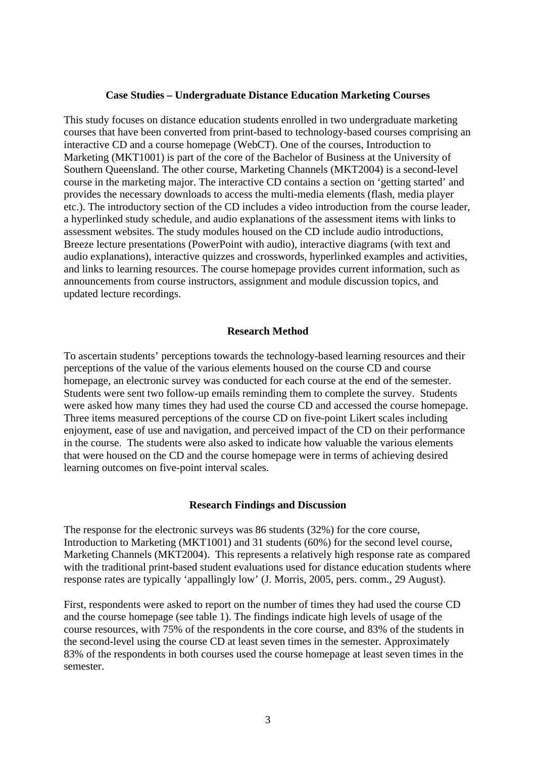## Case Studies – Undergraduate Distance Education Marketing Courses

This study focuses on distance education students enrolled in two undergraduate marketing courses that have been converted from print-based to technology-based courses comprising an interactive CD and a course homepage (WebCT). One of the courses, Introduction to Marketing (MKT1001) is part of the core of the Bachelor of Business at the University of Southern Queensland. The other course, Marketing Channels (MKT2004) is a second-level course in the marketing major. The interactive CD contains a section on 'getting started' and provides the necessary downloads to access the multi-media elements (flash, media player etc.). The introductory section of the CD includes a video introduction from the course leader, a hyperlinked study schedule, and audio explanations of the assessment items with links to assessment websites. The study modules housed on the CD include audio introductions, Breeze lecture presentations (PowerPoint with audio), interactive diagrams (with text and audio explanations), interactive quizzes and crosswords, hyperlinked examples and activities, and links to learning resources. The course homepage provides current information, such as announcements from course instructors, assignment and module discussion topics, and updated lecture recordings.

## Research Method

To ascertain students' perceptions towards the technology-based learning resources and their perceptions of the value of the various elements housed on the course CD and course homepage, an electronic survey was conducted for each course at the end of the semester. Students were sent two follow-up emails reminding them to complete the survey. Students were asked how many times they had used the course CD and accessed the course homepage. Three items measured perceptions of the course CD on five-point Likert scales including enjoyment, ease of use and navigation, and perceived impact of the CD on their performance in the course. The students were also asked to indicate how valuable the various elements that were housed on the CD and the course homepage were in terms of achieving desired learning outcomes on five-point interval scales.

## Research Findings and Discussion

The response for the electronic surveys was 86 students (32%) for the core course, Introduction to Marketing (MKT1001) and 31 students (60%) for the second level course, Marketing Channels (MKT2004). This represents a relatively high response rate as compared with the traditional print-based student evaluations used for distance education students where response rates are typically 'appallingly low' (J. Morris, 2005, pers. comm., 29 August).

First, respondents were asked to report on the number of times they had used the course CD and the course homepage (see table 1). The findings indicate high levels of usage of the course resources, with 75% of the respondents in the core course, and 83% of the students in the second-level using the course CD at least seven times in the semester. Approximately 83% of the respondents in both courses used the course homepage at least seven times in the semester.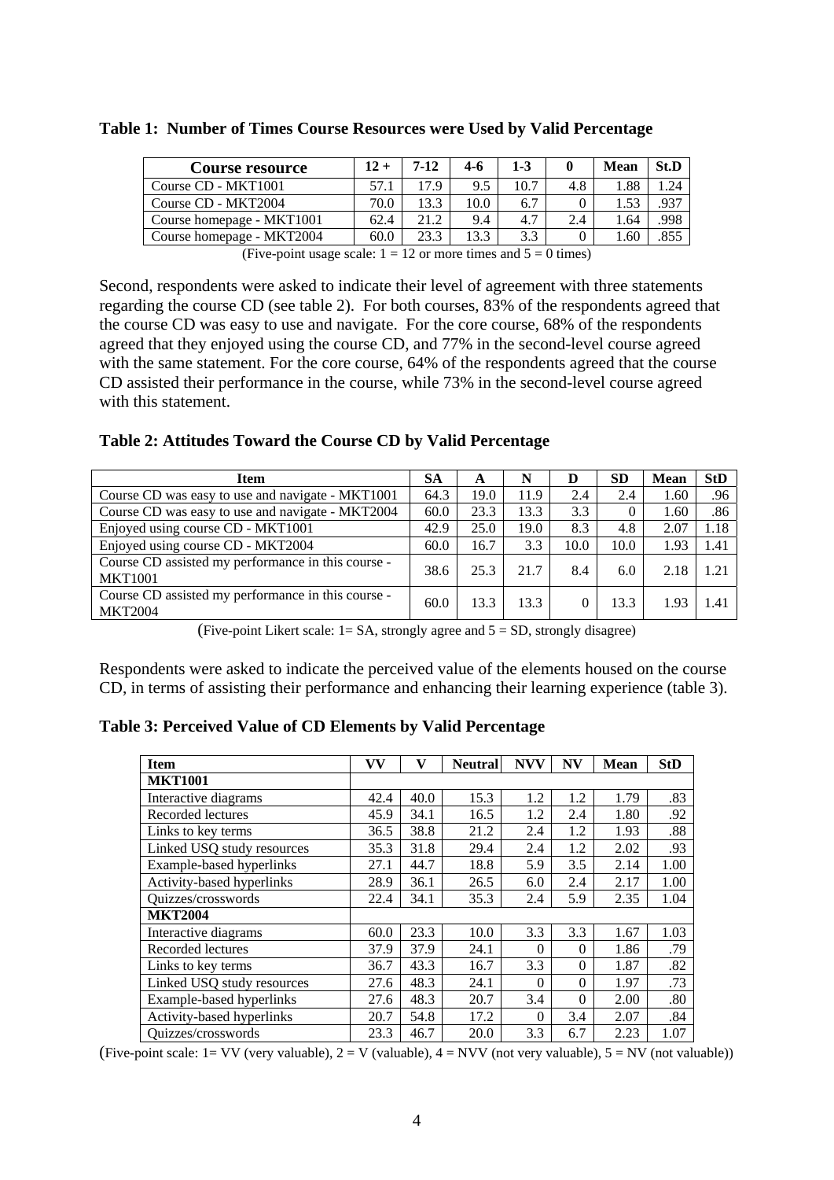**Table 1: Number of Times Course Resources were Used by Valid Percentage**

| Course resource | 12 + | 7-12 | 4-6 | 1-3 | 0 | Mean | St.D |
|---|---|---|---|---|---|---|---|
| Course CD - MKT1001 | 57.1 | 17.9 | 9.5 | 10.7 | 4.8 | 1.88 | 1.24 |
| Course CD - MKT2004 | 70.0 | 13.3 | 10.0 | 6.7 | 0 | 1.53 | .937 |
| Course homepage - MKT1001 | 62.4 | 21.2 | 9.4 | 4.7 | 2.4 | 1.64 | .998 |
| Course homepage - MKT2004 | 60.0 | 23.3 | 13.3 | 3.3 | 0 | 1.60 | .855 |

(Five-point usage scale: 1 = 12 or more times and 5 = 0 times)

Second, respondents were asked to indicate their level of agreement with three statements regarding the course CD (see table 2). For both courses, 83% of the respondents agreed that the course CD was easy to use and navigate. For the core course, 68% of the respondents agreed that they enjoyed using the course CD, and 77% in the second-level course agreed with the same statement. For the core course, 64% of the respondents agreed that the course CD assisted their performance in the course, while 73% in the second-level course agreed with this statement.

**Table 2: Attitudes Toward the Course CD by Valid Percentage**

| Item | SA | A | N | D | SD | Mean | StD |
|---|---|---|---|---|---|---|---|
| Course CD was easy to use and navigate - MKT1001 | 64.3 | 19.0 | 11.9 | 2.4 | 2.4 | 1.60 | .96 |
| Course CD was easy to use and navigate - MKT2004 | 60.0 | 23.3 | 13.3 | 3.3 | 0 | 1.60 | .86 |
| Enjoyed using course CD - MKT1001 | 42.9 | 25.0 | 19.0 | 8.3 | 4.8 | 2.07 | 1.18 |
| Enjoyed using course CD - MKT2004 | 60.0 | 16.7 | 3.3 | 10.0 | 10.0 | 1.93 | 1.41 |
| Course CD assisted my performance in this course - MKT1001 | 38.6 | 25.3 | 21.7 | 8.4 | 6.0 | 2.18 | 1.21 |
| Course CD assisted my performance in this course - MKT2004 | 60.0 | 13.3 | 13.3 | 0 | 13.3 | 1.93 | 1.41 |

(Five-point Likert scale: 1= SA, strongly agree and 5 = SD, strongly disagree)

Respondents were asked to indicate the perceived value of the elements housed on the course CD, in terms of assisting their performance and enhancing their learning experience (table 3).

**Table 3: Perceived Value of CD Elements by Valid Percentage**

| Item | VV | V | Neutral | NVV | NV | Mean | StD |
|---|---|---|---|---|---|---|---|
| **MKT1001** | | | | | | | |
| Interactive diagrams | 42.4 | 40.0 | 15.3 | 1.2 | 1.2 | 1.79 | .83 |
| Recorded lectures | 45.9 | 34.1 | 16.5 | 1.2 | 2.4 | 1.80 | .92 |
| Links to key terms | 36.5 | 38.8 | 21.2 | 2.4 | 1.2 | 1.93 | .88 |
| Linked USQ study resources | 35.3 | 31.8 | 29.4 | 2.4 | 1.2 | 2.02 | .93 |
| Example-based hyperlinks | 27.1 | 44.7 | 18.8 | 5.9 | 3.5 | 2.14 | 1.00 |
| Activity-based hyperlinks | 28.9 | 36.1 | 26.5 | 6.0 | 2.4 | 2.17 | 1.00 |
| Quizzes/crosswords | 22.4 | 34.1 | 35.3 | 2.4 | 5.9 | 2.35 | 1.04 |
| **MKT2004** | | | | | | | |
| Interactive diagrams | 60.0 | 23.3 | 10.0 | 3.3 | 3.3 | 1.67 | 1.03 |
| Recorded lectures | 37.9 | 37.9 | 24.1 | 0 | 0 | 1.86 | .79 |
| Links to key terms | 36.7 | 43.3 | 16.7 | 3.3 | 0 | 1.87 | .82 |
| Linked USQ study resources | 27.6 | 48.3 | 24.1 | 0 | 0 | 1.97 | .73 |
| Example-based hyperlinks | 27.6 | 48.3 | 20.7 | 3.4 | 0 | 2.00 | .80 |
| Activity-based hyperlinks | 20.7 | 54.8 | 17.2 | 0 | 3.4 | 2.07 | .84 |
| Quizzes/crosswords | 23.3 | 46.7 | 20.0 | 3.3 | 6.7 | 2.23 | 1.07 |

(Five-point scale: 1= VV (very valuable), 2 = V (valuable), 4 = NVV (not very valuable), 5 = NV (not valuable))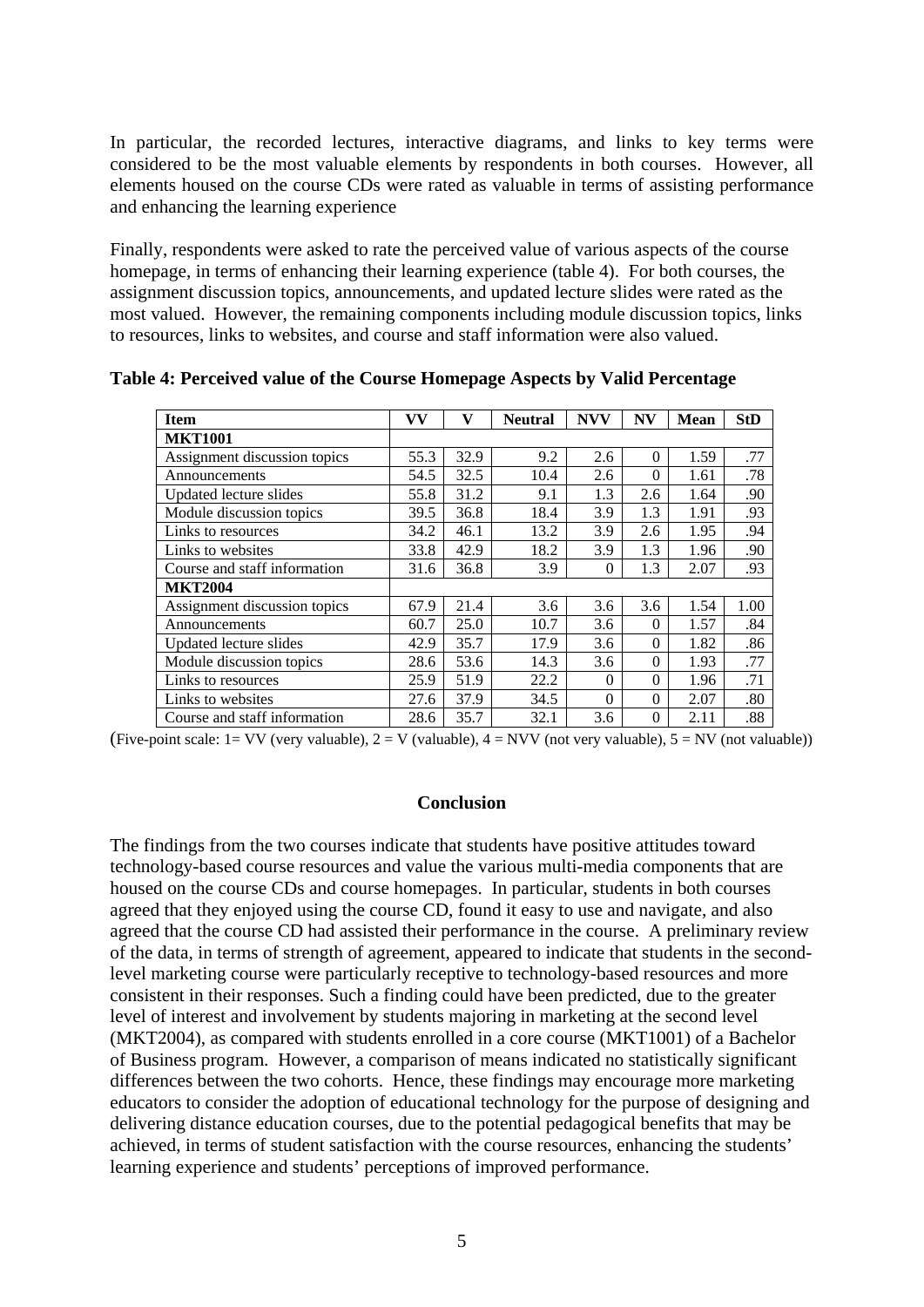In particular, the recorded lectures, interactive diagrams, and links to key terms were considered to be the most valuable elements by respondents in both courses. However, all elements housed on the course CDs were rated as valuable in terms of assisting performance and enhancing the learning experience

Finally, respondents were asked to rate the perceived value of various aspects of the course homepage, in terms of enhancing their learning experience (table 4). For both courses, the assignment discussion topics, announcements, and updated lecture slides were rated as the most valued. However, the remaining components including module discussion topics, links to resources, links to websites, and course and staff information were also valued.

**Table 4: Perceived value of the Course Homepage Aspects by Valid Percentage**

| Item | VV | V | Neutral | NVV | NV | Mean | StD |
|---|---|---|---|---|---|---|---|
| **MKT1001** | | | | | | | |
| Assignment discussion topics | 55.3 | 32.9 | 9.2 | 2.6 | 0 | 1.59 | .77 |
| Announcements | 54.5 | 32.5 | 10.4 | 2.6 | 0 | 1.61 | .78 |
| Updated lecture slides | 55.8 | 31.2 | 9.1 | 1.3 | 2.6 | 1.64 | .90 |
| Module discussion topics | 39.5 | 36.8 | 18.4 | 3.9 | 1.3 | 1.91 | .93 |
| Links to resources | 34.2 | 46.1 | 13.2 | 3.9 | 2.6 | 1.95 | .94 |
| Links to websites | 33.8 | 42.9 | 18.2 | 3.9 | 1.3 | 1.96 | .90 |
| Course and staff information | 31.6 | 36.8 | 3.9 | 0 | 1.3 | 2.07 | .93 |
| **MKT2004** | | | | | | | |
| Assignment discussion topics | 67.9 | 21.4 | 3.6 | 3.6 | 3.6 | 1.54 | 1.00 |
| Announcements | 60.7 | 25.0 | 10.7 | 3.6 | 0 | 1.57 | .84 |
| Updated lecture slides | 42.9 | 35.7 | 17.9 | 3.6 | 0 | 1.82 | .86 |
| Module discussion topics | 28.6 | 53.6 | 14.3 | 3.6 | 0 | 1.93 | .77 |
| Links to resources | 25.9 | 51.9 | 22.2 | 0 | 0 | 1.96 | .71 |
| Links to websites | 27.6 | 37.9 | 34.5 | 0 | 0 | 2.07 | .80 |
| Course and staff information | 28.6 | 35.7 | 32.1 | 3.6 | 0 | 2.11 | .88 |

(Five-point scale: 1= VV (very valuable), 2 = V (valuable), 4 = NVV (not very valuable), 5 = NV (not valuable))

## Conclusion

The findings from the two courses indicate that students have positive attitudes toward technology-based course resources and value the various multi-media components that are housed on the course CDs and course homepages. In particular, students in both courses agreed that they enjoyed using the course CD, found it easy to use and navigate, and also agreed that the course CD had assisted their performance in the course. A preliminary review of the data, in terms of strength of agreement, appeared to indicate that students in the second-level marketing course were particularly receptive to technology-based resources and more consistent in their responses. Such a finding could have been predicted, due to the greater level of interest and involvement by students majoring in marketing at the second level (MKT2004), as compared with students enrolled in a core course (MKT1001) of a Bachelor of Business program. However, a comparison of means indicated no statistically significant differences between the two cohorts. Hence, these findings may encourage more marketing educators to consider the adoption of educational technology for the purpose of designing and delivering distance education courses, due to the potential pedagogical benefits that may be achieved, in terms of student satisfaction with the course resources, enhancing the students' learning experience and students' perceptions of improved performance.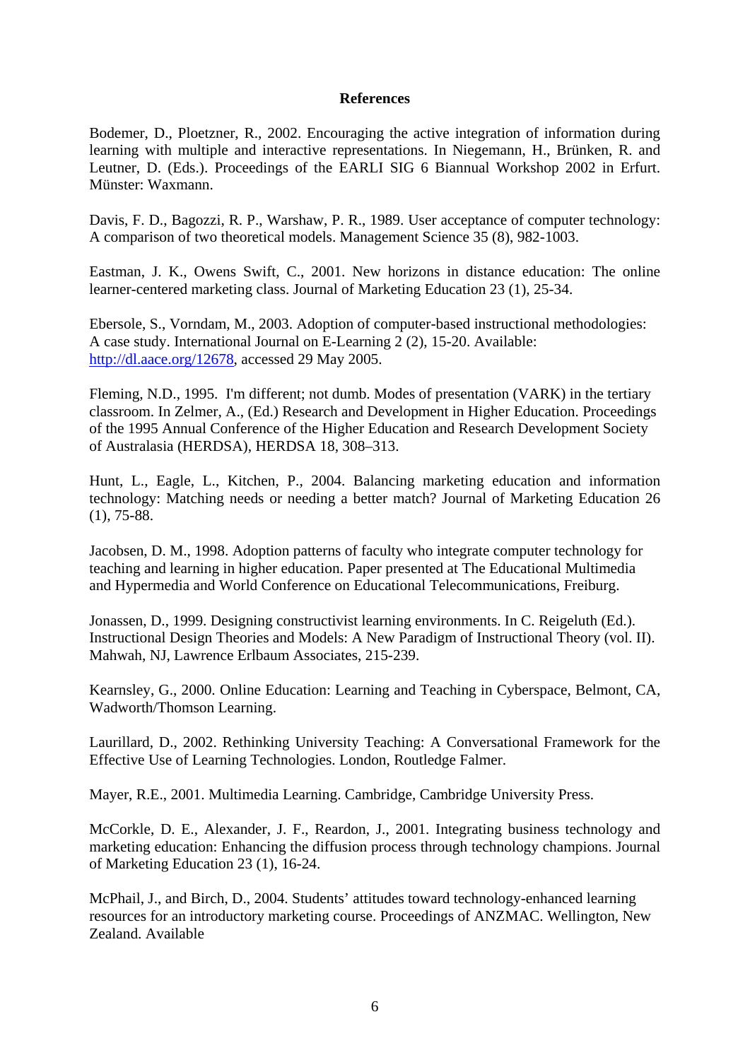## References

Bodemer, D., Ploetzner, R., 2002. Encouraging the active integration of information during learning with multiple and interactive representations. In Niegemann, H., Brünken, R. and Leutner, D. (Eds.). Proceedings of the EARLI SIG 6 Biannual Workshop 2002 in Erfurt. Münster: Waxmann.

Davis, F. D., Bagozzi, R. P., Warshaw, P. R., 1989. User acceptance of computer technology: A comparison of two theoretical models. Management Science 35 (8), 982-1003.

Eastman, J. K., Owens Swift, C., 2001. New horizons in distance education: The online learner-centered marketing class. Journal of Marketing Education 23 (1), 25-34.

Ebersole, S., Vorndam, M., 2003. Adoption of computer-based instructional methodologies: A case study. International Journal on E-Learning 2 (2), 15-20. Available: http://dl.aace.org/12678, accessed 29 May 2005.

Fleming, N.D., 1995. I'm different; not dumb. Modes of presentation (VARK) in the tertiary classroom. In Zelmer, A., (Ed.) Research and Development in Higher Education. Proceedings of the 1995 Annual Conference of the Higher Education and Research Development Society of Australasia (HERDSA), HERDSA 18, 308–313.

Hunt, L., Eagle, L., Kitchen, P., 2004. Balancing marketing education and information technology: Matching needs or needing a better match? Journal of Marketing Education 26 (1), 75-88.

Jacobsen, D. M., 1998. Adoption patterns of faculty who integrate computer technology for teaching and learning in higher education. Paper presented at The Educational Multimedia and Hypermedia and World Conference on Educational Telecommunications, Freiburg.

Jonassen, D., 1999. Designing constructivist learning environments. In C. Reigeluth (Ed.). Instructional Design Theories and Models: A New Paradigm of Instructional Theory (vol. II). Mahwah, NJ, Lawrence Erlbaum Associates, 215-239.

Kearnsley, G., 2000. Online Education: Learning and Teaching in Cyberspace, Belmont, CA, Wadworth/Thomson Learning.

Laurillard, D., 2002. Rethinking University Teaching: A Conversational Framework for the Effective Use of Learning Technologies. London, Routledge Falmer.

Mayer, R.E., 2001. Multimedia Learning. Cambridge, Cambridge University Press.

McCorkle, D. E., Alexander, J. F., Reardon, J., 2001. Integrating business technology and marketing education: Enhancing the diffusion process through technology champions. Journal of Marketing Education 23 (1), 16-24.

McPhail, J., and Birch, D., 2004. Students' attitudes toward technology-enhanced learning resources for an introductory marketing course. Proceedings of ANZMAC. Wellington, New Zealand. Available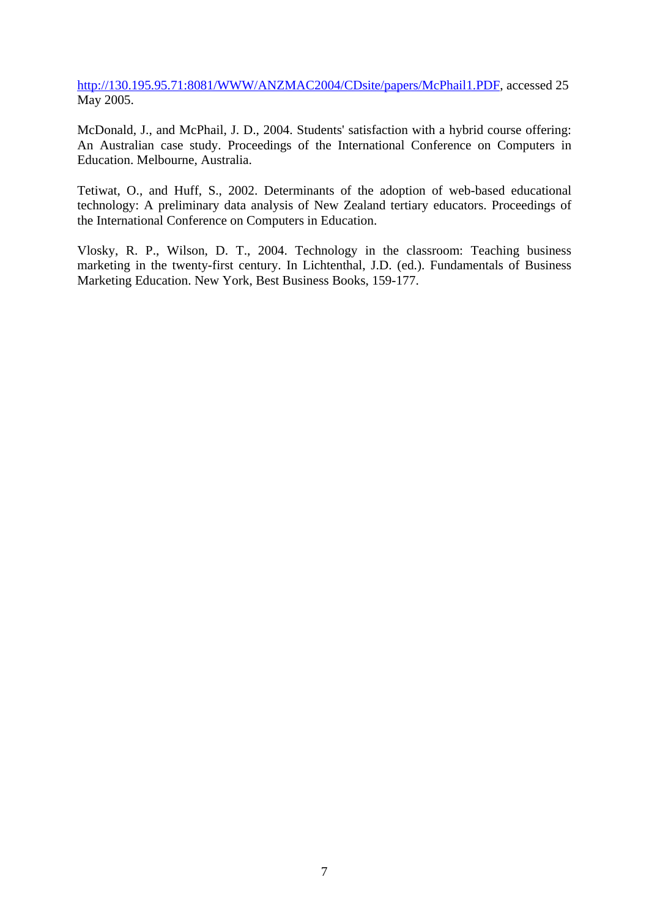http://130.195.95.71:8081/WWW/ANZMAC2004/CDsite/papers/McPhail1.PDF, accessed 25 May 2005.

McDonald, J., and McPhail, J. D., 2004. Students' satisfaction with a hybrid course offering: An Australian case study. Proceedings of the International Conference on Computers in Education. Melbourne, Australia.

Tetiwat, O., and Huff, S., 2002. Determinants of the adoption of web-based educational technology: A preliminary data analysis of New Zealand tertiary educators. Proceedings of the International Conference on Computers in Education.

Vlosky, R. P., Wilson, D. T., 2004. Technology in the classroom: Teaching business marketing in the twenty-first century. In Lichtenthal, J.D. (ed.). Fundamentals of Business Marketing Education. New York, Best Business Books, 159-177.